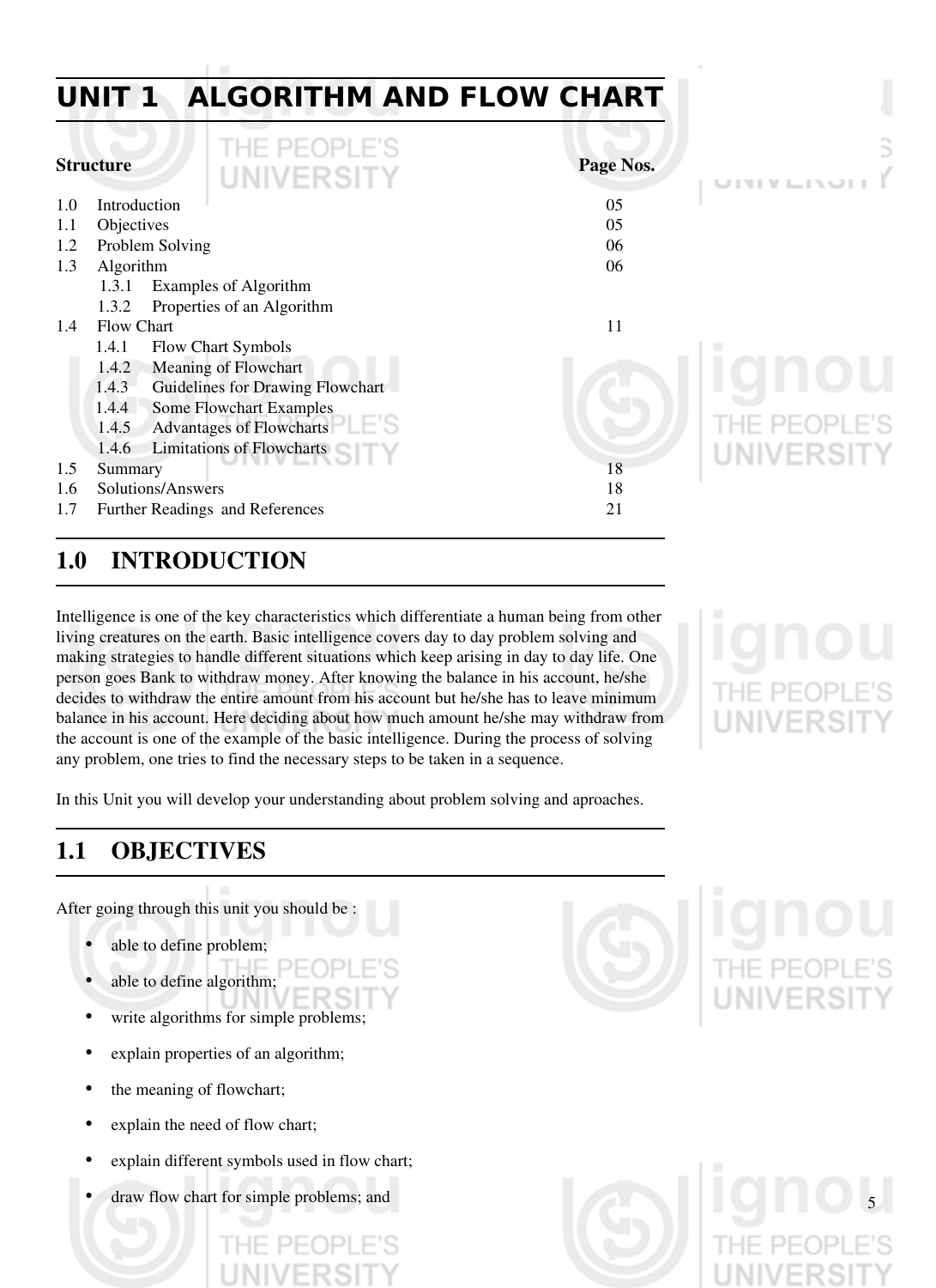# UNIT 1 ALGORITHM AND FLOW CHART

| Structure | | Page Nos. |
|---|---|---|
| 1.0 | Introduction | 05 |
| 1.1 | Objectives | 05 |
| 1.2 | Problem Solving | 06 |
| 1.3 | Algorithm | 06 |
| | 1.3.1 Examples of Algorithm | |
| | 1.3.2 Properties of an Algorithm | |
| 1.4 | Flow Chart | 11 |
| | 1.4.1 Flow Chart Symbols | |
| | 1.4.2 Meaning of Flowchart | |
| | 1.4.3 Guidelines for Drawing Flowchart | |
| | 1.4.4 Some Flowchart Examples | |
| | 1.4.5 Advantages of Flowcharts | |
| | 1.4.6 Limitations of Flowcharts | |
| 1.5 | Summary | 18 |
| 1.6 | Solutions/Answers | 18 |
| 1.7 | Further Readings and References | 21 |

## 1.0 INTRODUCTION

Intelligence is one of the key characteristics which differentiate a human being from other living creatures on the earth. Basic intelligence covers day to day problem solving and making strategies to handle different situations which keep arising in day to day life. One person goes Bank to withdraw money. After knowing the balance in his account, he/she decides to withdraw the entire amount from his account but he/she has to leave minimum balance in his account. Here deciding about how much amount he/she may withdraw from the account is one of the example of the basic intelligence. During the process of solving any problem, one tries to find the necessary steps to be taken in a sequence.

In this Unit you will develop your understanding about problem solving and aproaches.

## 1.1 OBJECTIVES

After going through this unit you should be :

- able to define problem;
- able to define algorithm;
- write algorithms for simple problems;
- explain properties of an algorithm;
- the meaning of flowchart;
- explain the need of flow chart;
- explain different symbols used in flow chart;
- draw flow chart for simple problems; and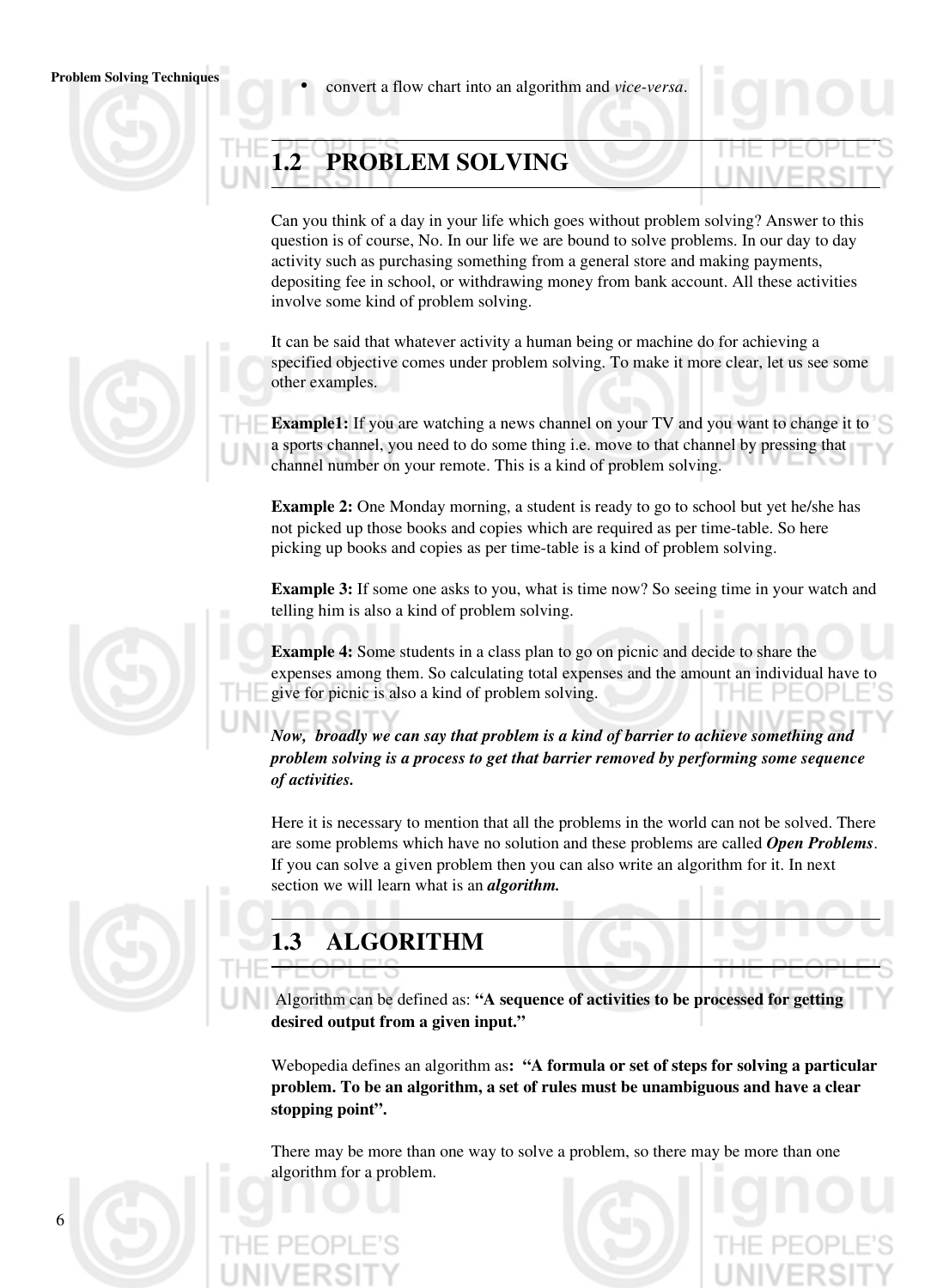- convert a flow chart into an algorithm and *vice-versa*.

## 1.2 PROBLEM SOLVING

Can you think of a day in your life which goes without problem solving? Answer to this question is of course, No. In our life we are bound to solve problems. In our day to day activity such as purchasing something from a general store and making payments, depositing fee in school, or withdrawing money from bank account. All these activities involve some kind of problem solving.

It can be said that whatever activity a human being or machine do for achieving a specified objective comes under problem solving. To make it more clear, let us see some other examples.

**Example1:** If you are watching a news channel on your TV and you want to change it to a sports channel, you need to do some thing i.e. move to that channel by pressing that channel number on your remote. This is a kind of problem solving.

**Example 2:** One Monday morning, a student is ready to go to school but yet he/she has not picked up those books and copies which are required as per time-table. So here picking up books and copies as per time-table is a kind of problem solving.

**Example 3:** If some one asks to you, what is time now? So seeing time in your watch and telling him is also a kind of problem solving.

**Example 4:** Some students in a class plan to go on picnic and decide to share the expenses among them. So calculating total expenses and the amount an individual have to give for picnic is also a kind of problem solving.

***Now, broadly we can say that problem is a kind of barrier to achieve something and problem solving is a process to get that barrier removed by performing some sequence of activities.***

Here it is necessary to mention that all the problems in the world can not be solved. There are some problems which have no solution and these problems are called ***Open Problems***. If you can solve a given problem then you can also write an algorithm for it. In next section we will learn what is an ***algorithm.***

## 1.3 ALGORITHM

Algorithm can be defined as: **"A sequence of activities to be processed for getting desired output from a given input."**

Webopedia defines an algorithm as**: "A formula or set of steps for solving a particular problem. To be an algorithm, a set of rules must be unambiguous and have a clear stopping point".**

There may be more than one way to solve a problem, so there may be more than one algorithm for a problem.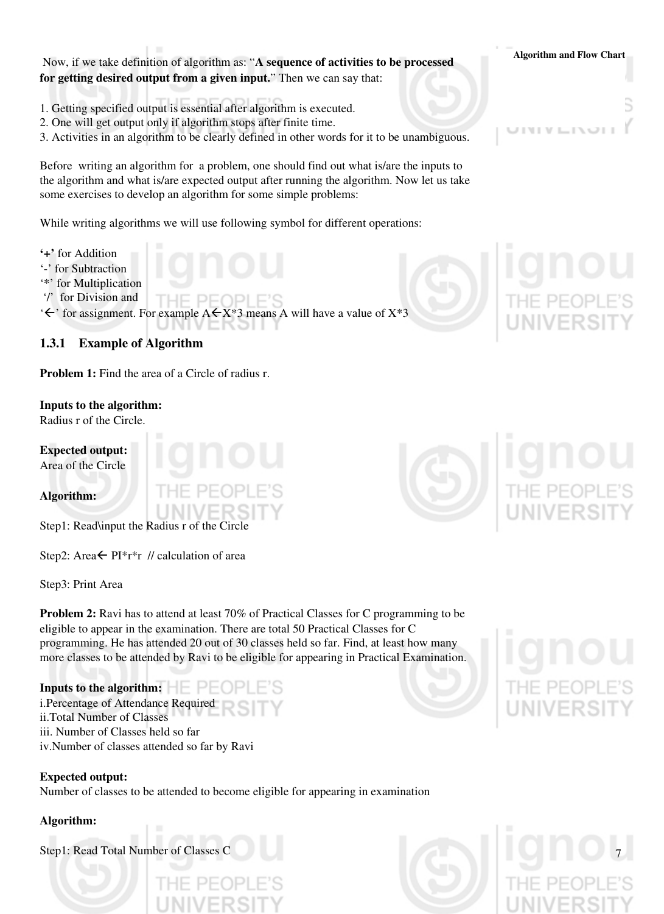Now, if we take definition of algorithm as: "**A sequence of activities to be processed for getting desired output from a given input.**" Then we can say that:

1. Getting specified output is essential after algorithm is executed.
2. One will get output only if algorithm stops after finite time.
3. Activities in an algorithm to be clearly defined in other words for it to be unambiguous.

Before writing an algorithm for a problem, one should find out what is/are the inputs to the algorithm and what is/are expected output after running the algorithm. Now let us take some exercises to develop an algorithm for some simple problems:

While writing algorithms we will use following symbol for different operations:

**'+'** for Addition
'-' for Subtraction
'*' for Multiplication
'/' for Division and
'←' for assignment. For example A←X*3 means A will have a value of X*3

### 1.3.1 Example of Algorithm

**Problem 1:** Find the area of a Circle of radius r.

**Inputs to the algorithm:**
Radius r of the Circle.

**Expected output:**
Area of the Circle

**Algorithm:**

Step1: Read\input the Radius r of the Circle

Step2: Area← PI*r*r // calculation of area

Step3: Print Area

**Problem 2:** Ravi has to attend at least 70% of Practical Classes for C programming to be eligible to appear in the examination. There are total 50 Practical Classes for C programming. He has attended 20 out of 30 classes held so far. Find, at least how many more classes to be attended by Ravi to be eligible for appearing in Practical Examination.

**Inputs to the algorithm:**
i.Percentage of Attendance Required
ii.Total Number of Classes
iii. Number of Classes held so far
iv.Number of classes attended so far by Ravi

**Expected output:**
Number of classes to be attended to become eligible for appearing in examination

**Algorithm:**

Step1: Read Total Number of Classes C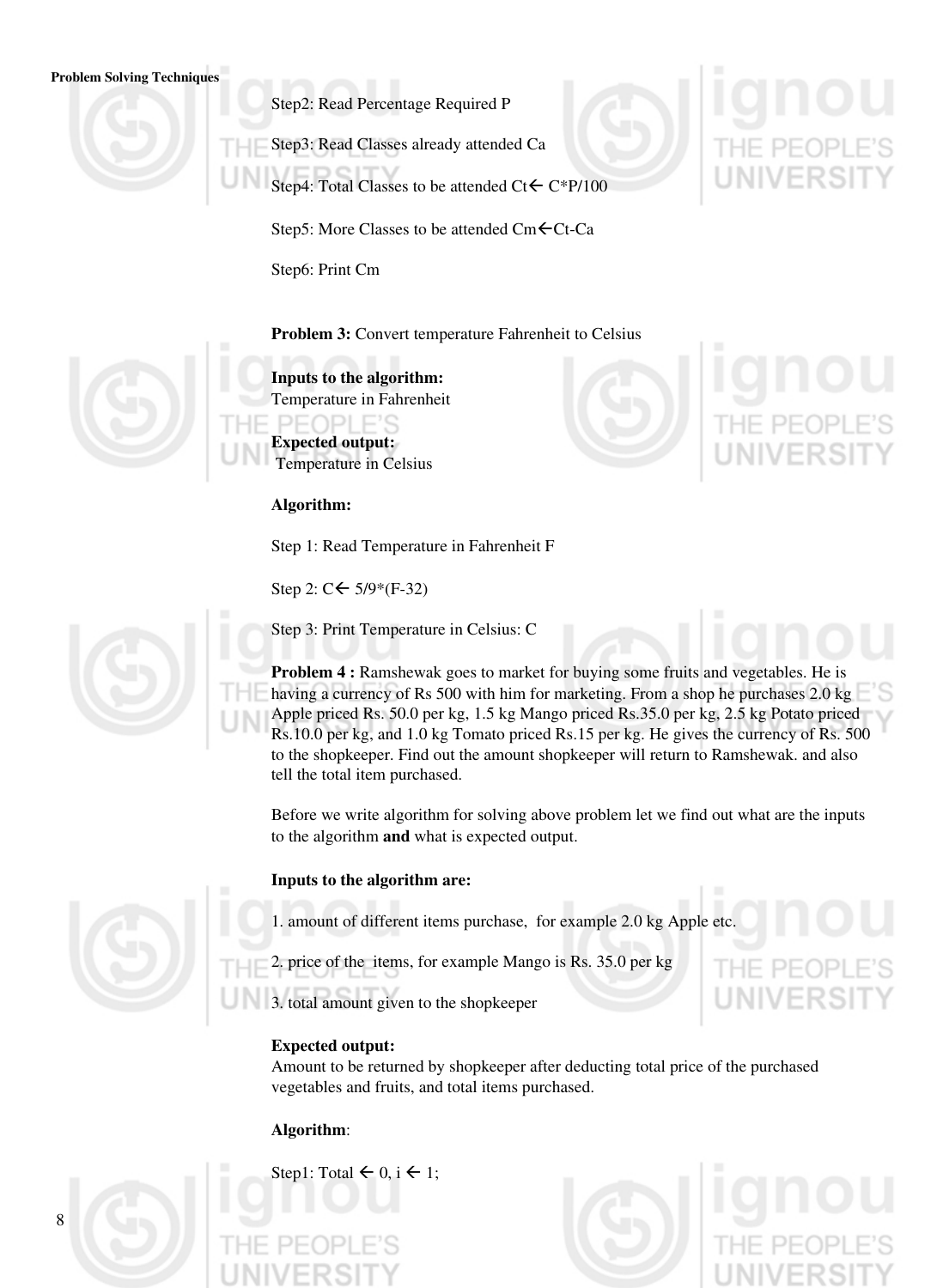Step2: Read Percentage Required P

Step3: Read Classes already attended Ca

Step4: Total Classes to be attended Ct← C*P/100

Step5: More Classes to be attended Cm←Ct-Ca

Step6: Print Cm

**Problem 3:** Convert temperature Fahrenheit to Celsius

**Inputs to the algorithm:**
Temperature in Fahrenheit

**Expected output:**
Temperature in Celsius

**Algorithm:**

Step 1: Read Temperature in Fahrenheit F

Step 2: C← 5/9*(F-32)

Step 3: Print Temperature in Celsius: C

**Problem 4 :** Ramshewak goes to market for buying some fruits and vegetables. He is having a currency of Rs 500 with him for marketing. From a shop he purchases 2.0 kg Apple priced Rs. 50.0 per kg, 1.5 kg Mango priced Rs.35.0 per kg, 2.5 kg Potato priced Rs.10.0 per kg, and 1.0 kg Tomato priced Rs.15 per kg. He gives the currency of Rs. 500 to the shopkeeper. Find out the amount shopkeeper will return to Ramshewak. and also tell the total item purchased.

Before we write algorithm for solving above problem let we find out what are the inputs to the algorithm **and** what is expected output.

**Inputs to the algorithm are:**

1. amount of different items purchase, for example 2.0 kg Apple etc.

2. price of the items, for example Mango is Rs. 35.0 per kg

3. total amount given to the shopkeeper

**Expected output:**
Amount to be returned by shopkeeper after deducting total price of the purchased vegetables and fruits, and total items purchased.

**Algorithm**:

Step1: Total ← 0, i ← 1;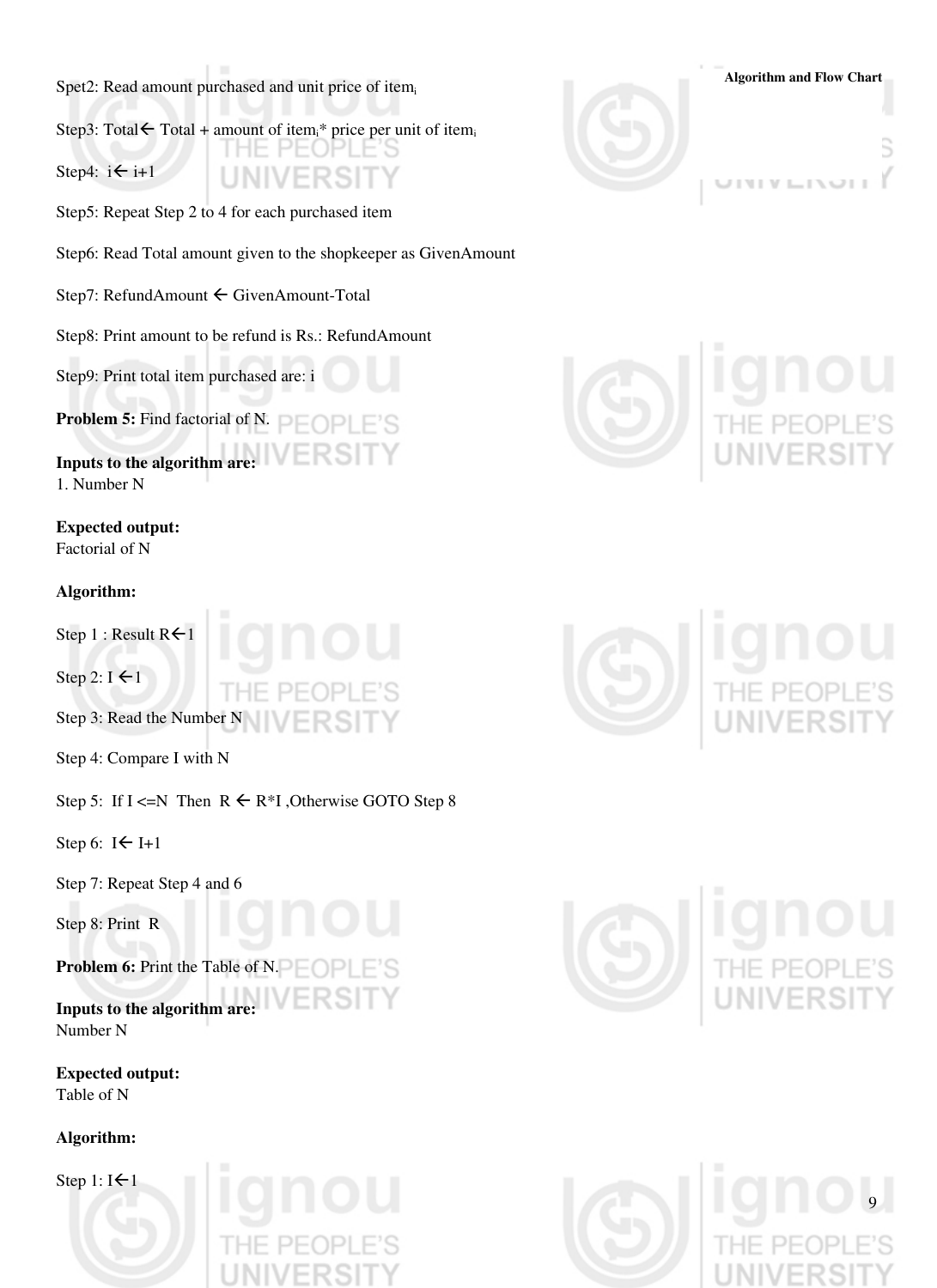Spet2: Read amount purchased and unit price of $item_i$

Step3: Total← Total + amount of $item_i$* price per unit of $item_i$

Step4: i← i+1

Step5: Repeat Step 2 to 4 for each purchased item

Step6: Read Total amount given to the shopkeeper as GivenAmount

Step7: RefundAmount ← GivenAmount-Total

Step8: Print amount to be refund is Rs.: RefundAmount

Step9: Print total item purchased are: i

**Problem 5:** Find factorial of N.

**Inputs to the algorithm are:**
1. Number N

**Expected output:**
Factorial of N

**Algorithm:**

Step 1 : Result R←1

Step 2: I ←1

Step 3: Read the Number N

Step 4: Compare I with N

Step 5: If I <=N Then R ← R*I ,Otherwise GOTO Step 8

Step 6: I← I+1

Step 7: Repeat Step 4 and 6

Step 8: Print R

**Problem 6:** Print the Table of N.

**Inputs to the algorithm are:**
Number N

**Expected output:**
Table of N

**Algorithm:**

Step 1: I←1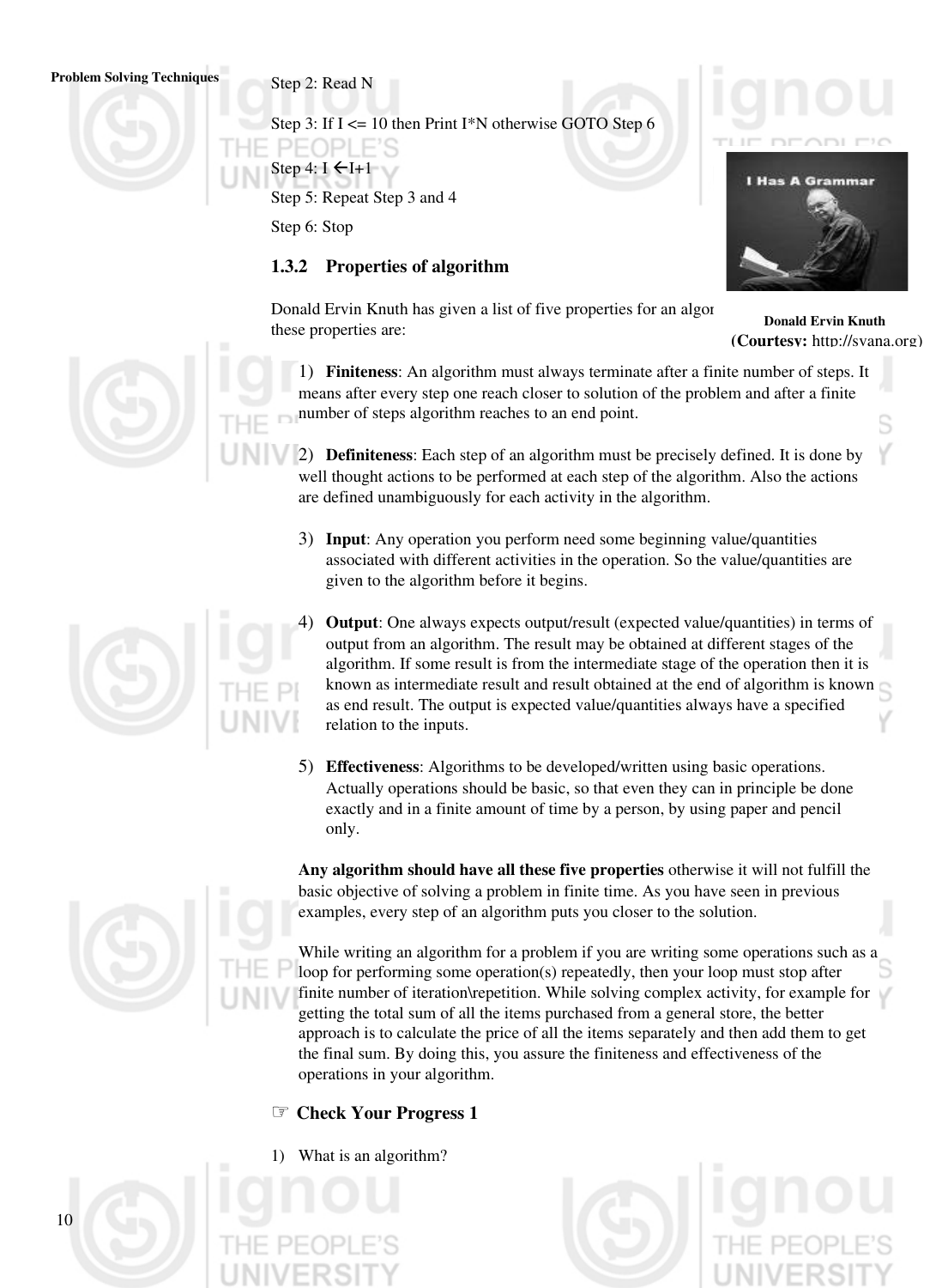Step 2: Read N

Step 3: If I <= 10 then Print I*N otherwise GOTO Step 6

Step 4: I ←I+1

Step 5: Repeat Step 3 and 4

Step 6: Stop

### 1.3.2 Properties of algorithm

Donald Ervin Knuth has given a list of five properties for an algorithm, these properties are:

**Donald Ervin Knuth**
**(Courtesy:** http://svana.org)

1) **Finiteness**: An algorithm must always terminate after a finite number of steps. It means after every step one reach closer to solution of the problem and after a finite number of steps algorithm reaches to an end point.

2) **Definiteness**: Each step of an algorithm must be precisely defined. It is done by well thought actions to be performed at each step of the algorithm. Also the actions are defined unambiguously for each activity in the algorithm.

3) **Input**: Any operation you perform need some beginning value/quantities associated with different activities in the operation. So the value/quantities are given to the algorithm before it begins.

4) **Output**: One always expects output/result (expected value/quantities) in terms of output from an algorithm. The result may be obtained at different stages of the algorithm. If some result is from the intermediate stage of the operation then it is known as intermediate result and result obtained at the end of algorithm is known as end result. The output is expected value/quantities always have a specified relation to the inputs.

5) **Effectiveness**: Algorithms to be developed/written using basic operations. Actually operations should be basic, so that even they can in principle be done exactly and in a finite amount of time by a person, by using paper and pencil only.

**Any algorithm should have all these five properties** otherwise it will not fulfill the basic objective of solving a problem in finite time. As you have seen in previous examples, every step of an algorithm puts you closer to the solution.

While writing an algorithm for a problem if you are writing some operations such as a loop for performing some operation(s) repeatedly, then your loop must stop after finite number of iteration\repetition. While solving complex activity, for example for getting the total sum of all the items purchased from a general store, the better approach is to calculate the price of all the items separately and then add them to get the final sum. By doing this, you assure the finiteness and effectiveness of the operations in your algorithm.

### ☞ Check Your Progress 1

1) What is an algorithm?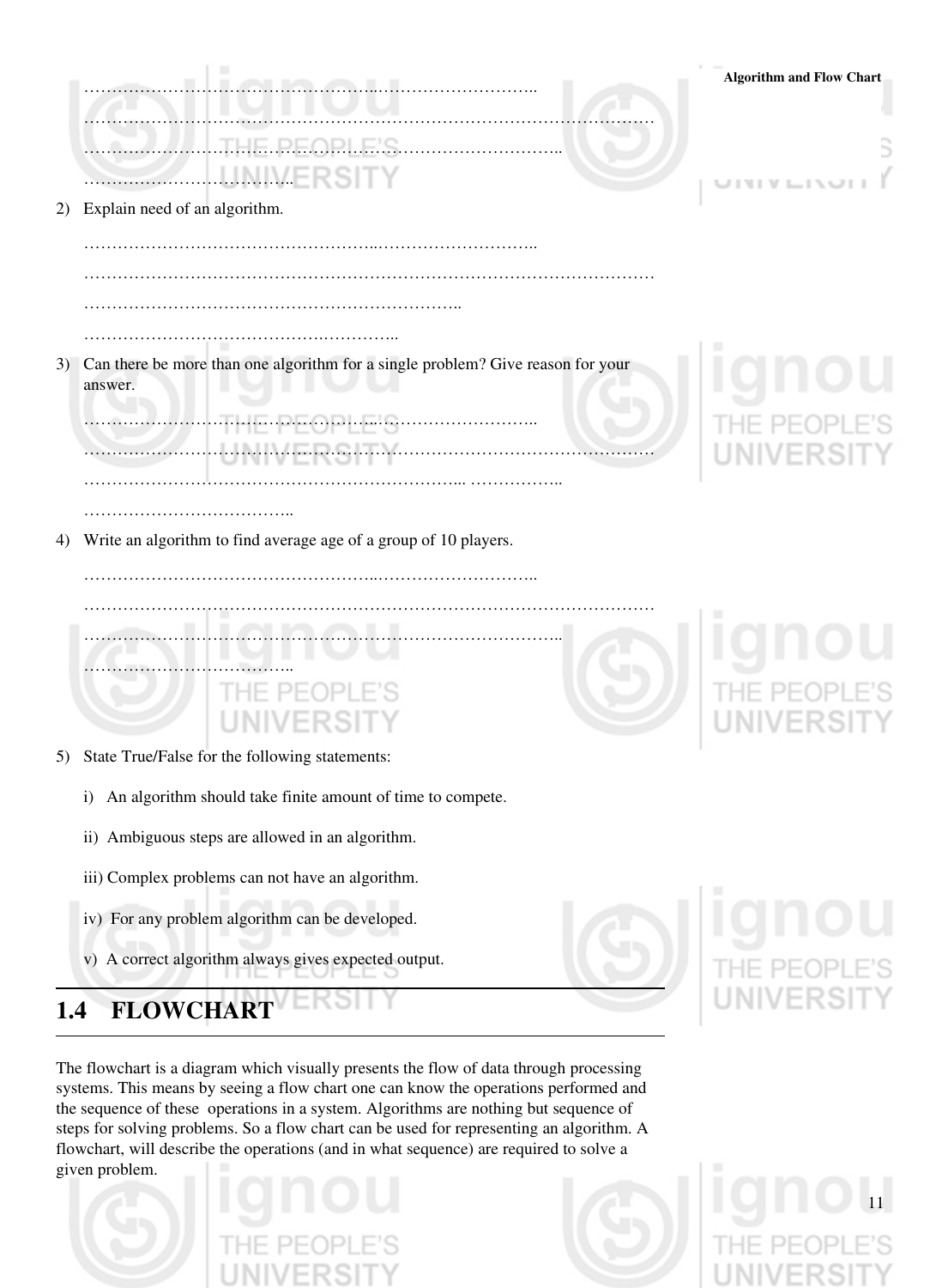……………………………………………..………………………..

…………………………………………………………………………………………

………………………………………………………………………..

………………………………..

2) Explain need of an algorithm.

……………………………………………..………………………..

…………………………………………………………………………………………

…………………………………………………………..

……………………………………….…………..

3) Can there be more than one algorithm for a single problem? Give reason for your answer.

……………………………………………..………………………..

…………………………………………………………………………………………

………………………………………………………... ……………..

………………………………..

4) Write an algorithm to find average age of a group of 10 players.

……………………………………………..………………………..

…………………………………………………………………………………………

………………………………………………………………………..

………………………………..

5) State True/False for the following statements:

   i) An algorithm should take finite amount of time to compete.

   ii) Ambiguous steps are allowed in an algorithm.

   iii) Complex problems can not have an algorithm.

   iv) For any problem algorithm can be developed.

   v) A correct algorithm always gives expected output.

## 1.4 FLOWCHART

The flowchart is a diagram which visually presents the flow of data through processing systems. This means by seeing a flow chart one can know the operations performed and the sequence of these operations in a system. Algorithms are nothing but sequence of steps for solving problems. So a flow chart can be used for representing an algorithm. A flowchart, will describe the operations (and in what sequence) are required to solve a given problem.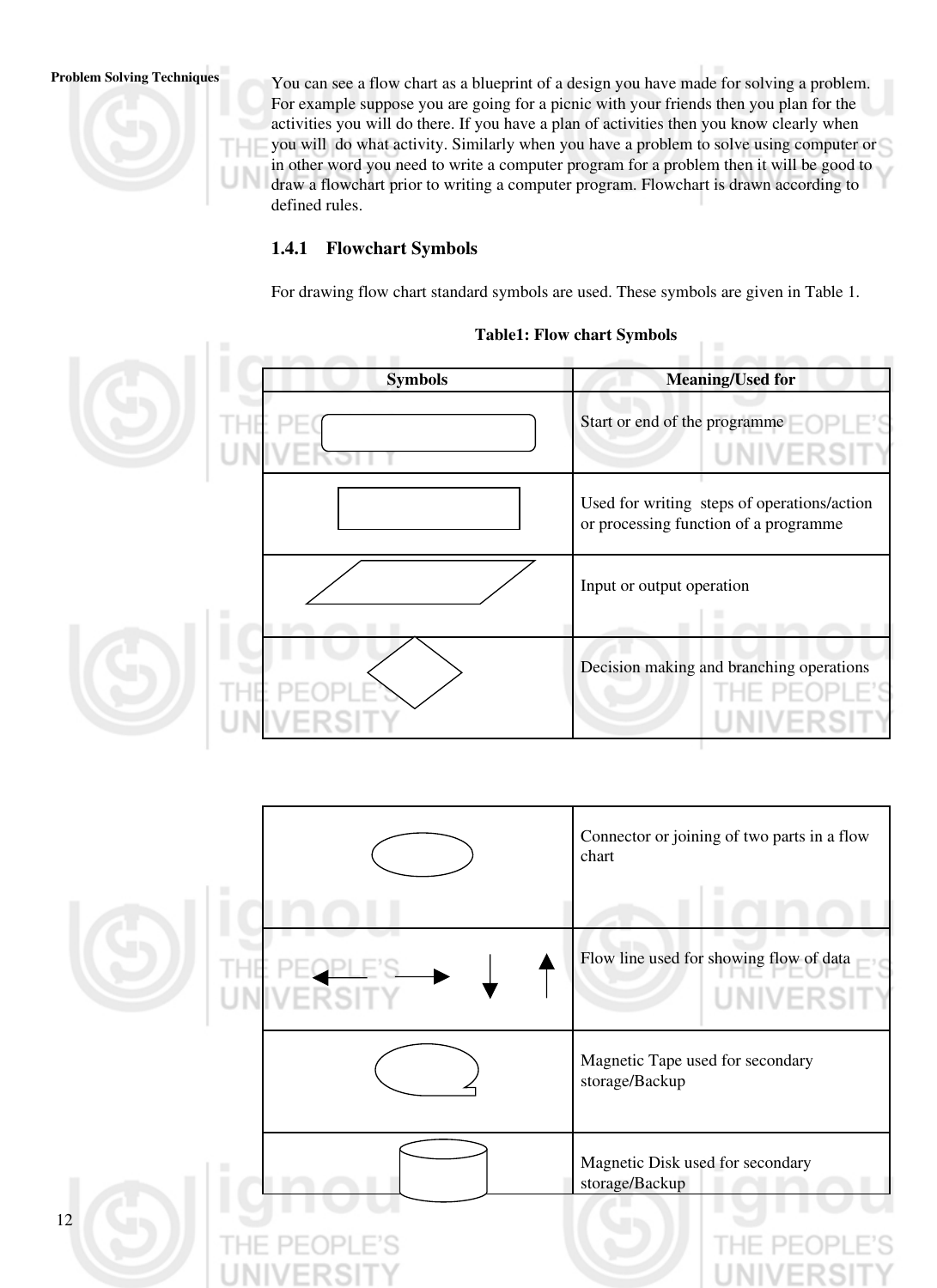You can see a flow chart as a blueprint of a design you have made for solving a problem. For example suppose you are going for a picnic with your friends then you plan for the activities you will do there. If you have a plan of activities then you know clearly when you will do what activity. Similarly when you have a problem to solve using computer or in other word you need to write a computer program for a problem then it will be good to draw a flowchart prior to writing a computer program. Flowchart is drawn according to defined rules.

### 1.4.1 Flowchart Symbols

For drawing flow chart standard symbols are used. These symbols are given in Table 1.

**Table1: Flow chart Symbols**

| Symbols | Meaning/Used for |
|---|---|
| | Start or end of the programme |
| | Used for writing steps of operations/action or processing function of a programme |
| | Input or output operation |
| | Decision making and branching operations |
| | Connector or joining of two parts in a flow chart |
| | Flow line used for showing flow of data |
| | Magnetic Tape used for secondary storage/Backup |
| | Magnetic Disk used for secondary storage/Backup |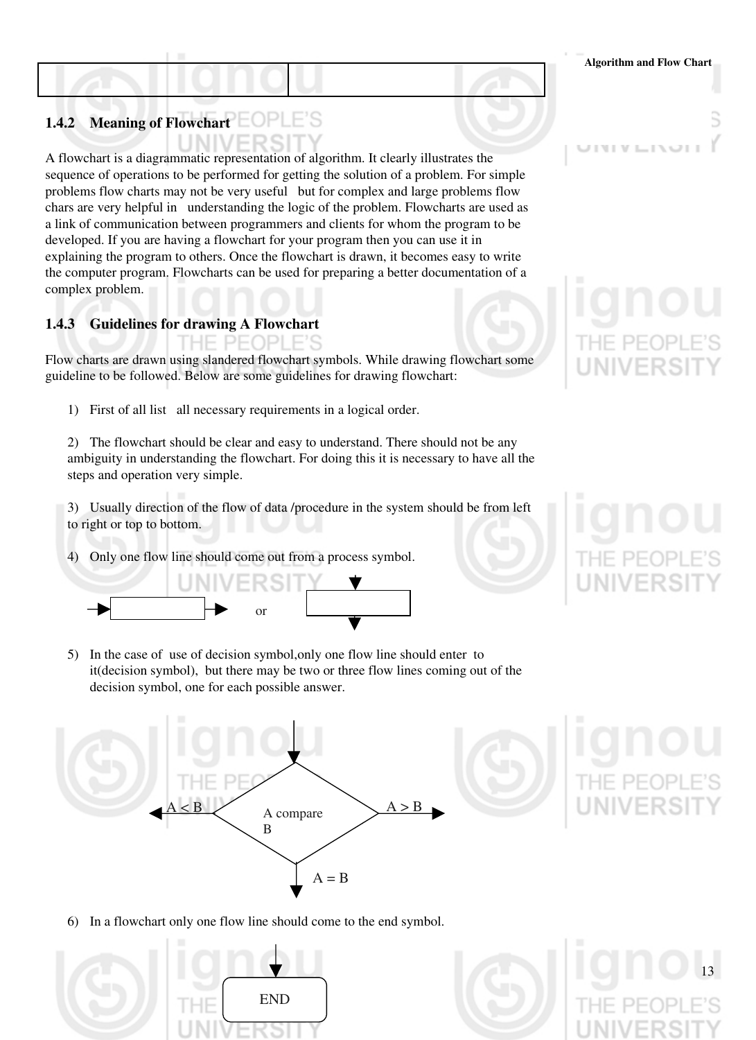| | |
|---|---|
| | |

### 1.4.2 Meaning of Flowchart

A flowchart is a diagrammatic representation of algorithm. It clearly illustrates the sequence of operations to be performed for getting the solution of a problem. For simple problems flow charts may not be very useful but for complex and large problems flow chars are very helpful in understanding the logic of the problem. Flowcharts are used as a link of communication between programmers and clients for whom the program to be developed. If you are having a flowchart for your program then you can use it in explaining the program to others. Once the flowchart is drawn, it becomes easy to write the computer program. Flowcharts can be used for preparing a better documentation of a complex problem.

### 1.4.3 Guidelines for drawing A Flowchart

Flow charts are drawn using slandered flowchart symbols. While drawing flowchart some guideline to be followed. Below are some guidelines for drawing flowchart:

1) First of all list all necessary requirements in a logical order.

2) The flowchart should be clear and easy to understand. There should not be any ambiguity in understanding the flowchart. For doing this it is necessary to have all the steps and operation very simple.

3) Usually direction of the flow of data /procedure in the system should be from left to right or top to bottom.

4) Only one flow line should come out from a process symbol.

or

5) In the case of use of decision symbol,only one flow line should enter to it(decision symbol), but there may be two or three flow lines coming out of the decision symbol, one for each possible answer.

A < B

A compare B

A > B

A = B

6) In a flowchart only one flow line should come to the end symbol.

END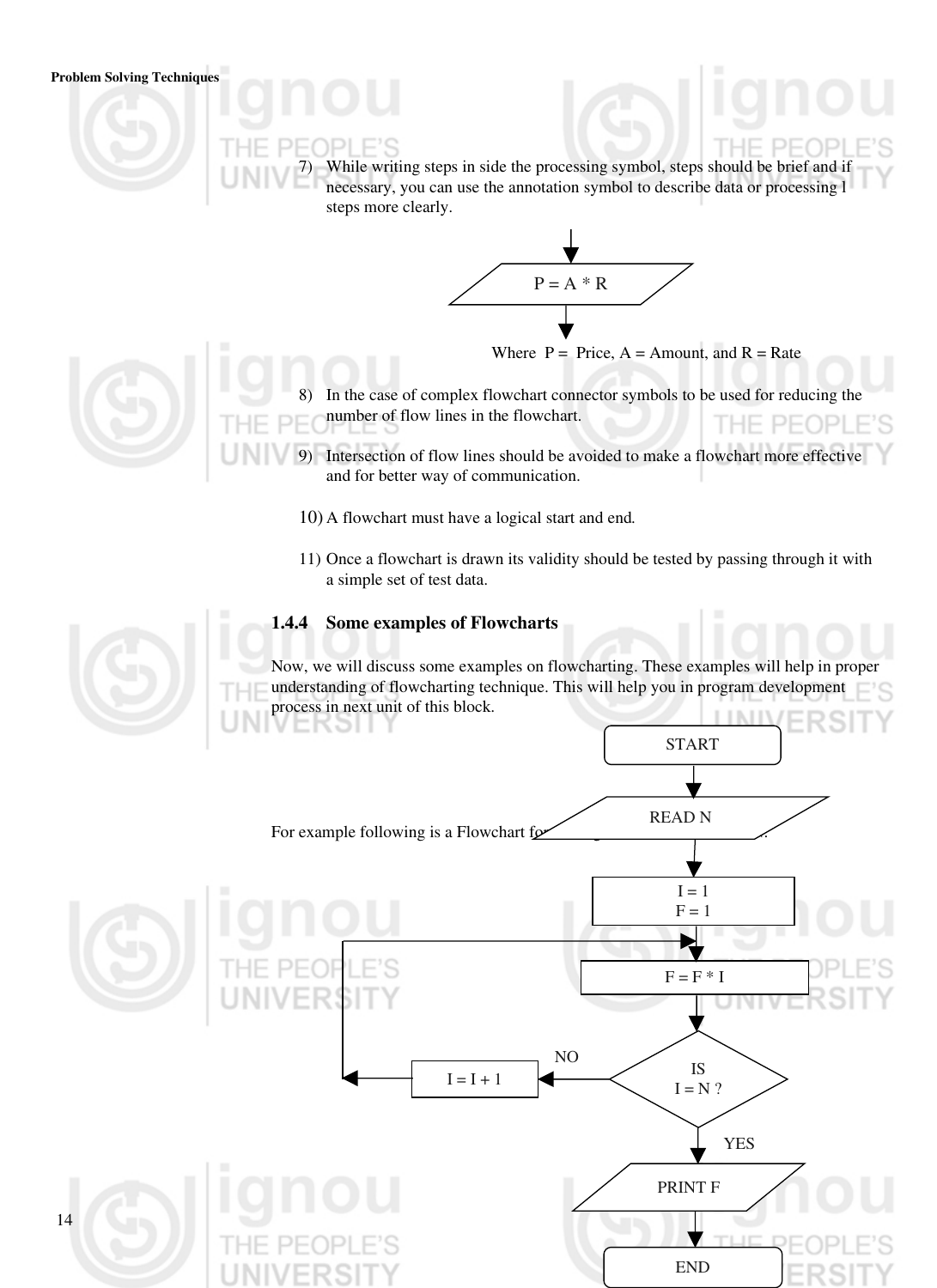7) While writing steps in side the processing symbol, steps should be brief and if necessary, you can use the annotation symbol to describe data or processing l steps more clearly.

P = A * R

Where P = Price, A = Amount, and R = Rate

8) In the case of complex flowchart connector symbols to be used for reducing the number of flow lines in the flowchart.

9) Intersection of flow lines should be avoided to make a flowchart more effective and for better way of communication.

10) A flowchart must have a logical start and end.

11) Once a flowchart is drawn its validity should be tested by passing through it with a simple set of test data.

### 1.4.4 Some examples of Flowcharts

Now, we will discuss some examples on flowcharting. These examples will help in proper understanding of flowcharting technique. This will help you in program development process in next unit of this block.

For example following is a Flowchart fo

START

READ N

I = 1
F = 1

F = F * I

IS
I = N ?

NO

I = I + 1

YES

PRINT F

END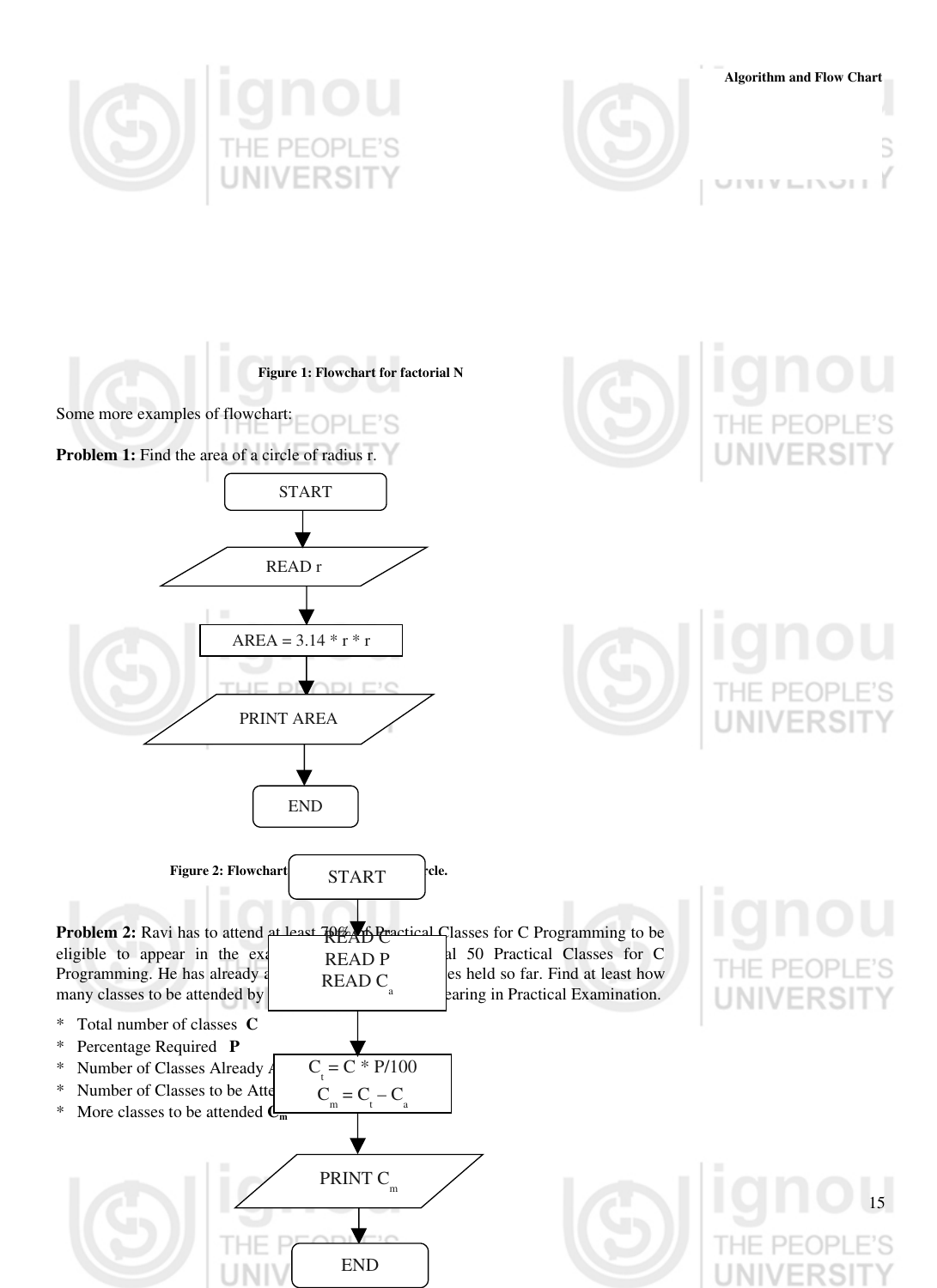**Figure 1: Flowchart for factorial N**

Some more examples of flowchart:

**Problem 1:** Find the area of a circle of radius r.

START

READ r

AREA = 3.14 * r * r

PRINT AREA

END

**Figure 2: Flowchart** ... **rcle.**

**Problem 2:** Ravi has to attend at least 70% of Practical Classes for C Programming to be eligible to appear in the exa... al 50 Practical Classes for C Programming. He has already a... es held so far. Find at least how many classes to be attended by ... earing in Practical Examination.

- Total number of classes **C**
- Percentage Required **P**
- Number of Classes Already A...
- Number of Classes to be Atte...
- More classes to be attended $C_m$

START

READ C
READ P
READ $C_a$

$C_t = C * P/100$
$C_m = C_t - C_a$

PRINT $C_m$

END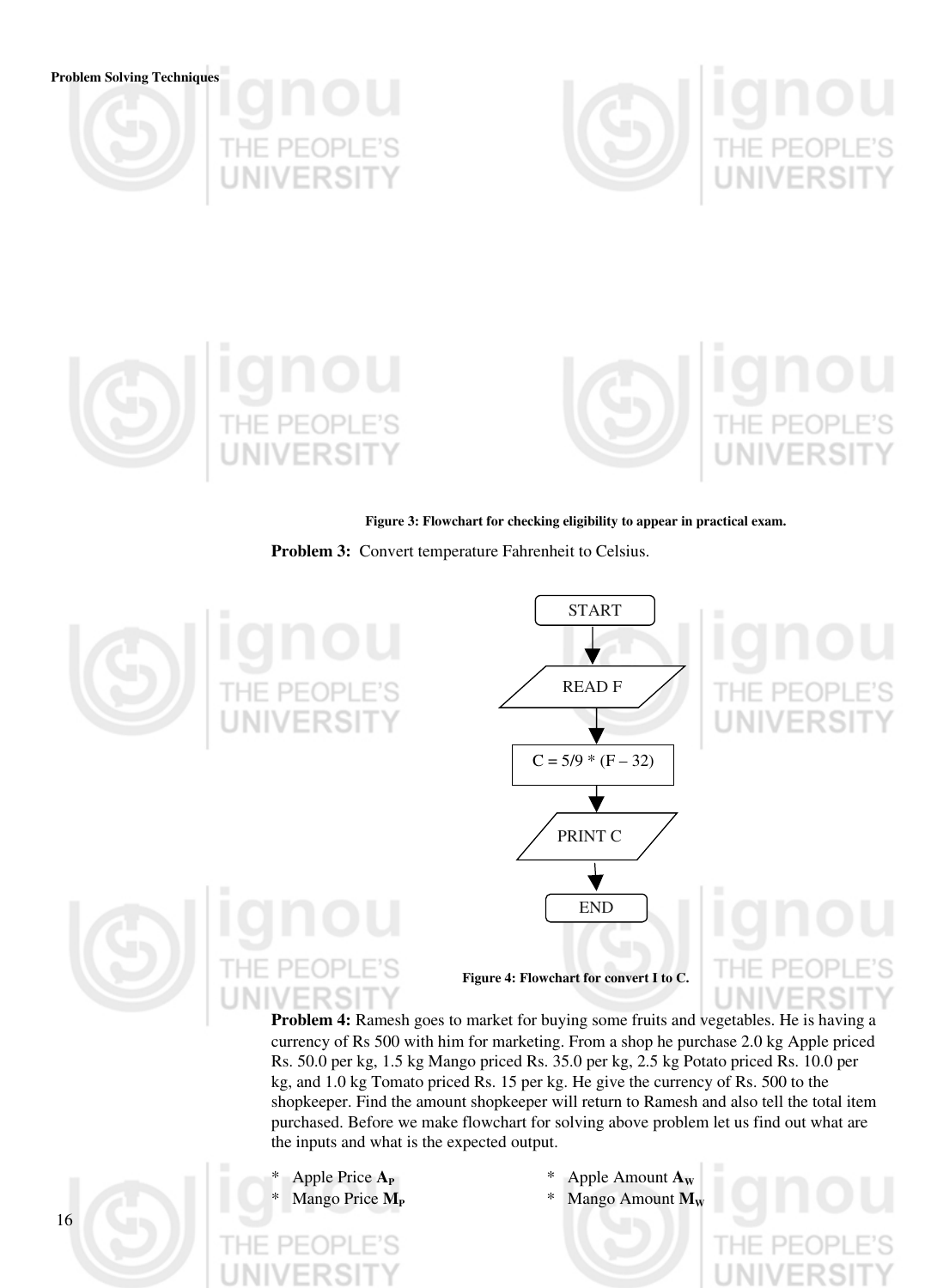**Figure 3: Flowchart for checking eligibility to appear in practical exam.**

**Problem 3:** Convert temperature Fahrenheit to Celsius.

START

READ F

C = 5/9 * (F – 32)

PRINT C

END

**Figure 4: Flowchart for convert I to C.**

**Problem 4:** Ramesh goes to market for buying some fruits and vegetables. He is having a currency of Rs 500 with him for marketing. From a shop he purchase 2.0 kg Apple priced Rs. 50.0 per kg, 1.5 kg Mango priced Rs. 35.0 per kg, 2.5 kg Potato priced Rs. 10.0 per kg, and 1.0 kg Tomato priced Rs. 15 per kg. He give the currency of Rs. 500 to the shopkeeper. Find the amount shopkeeper will return to Ramesh and also tell the total item purchased. Before we make flowchart for solving above problem let us find out what are the inputs and what is the expected output.

* Apple Price $\mathbf{A_P}$
* Mango Price $\mathbf{M_P}$
* Apple Amount $\mathbf{A_W}$
* Mango Amount $\mathbf{M_W}$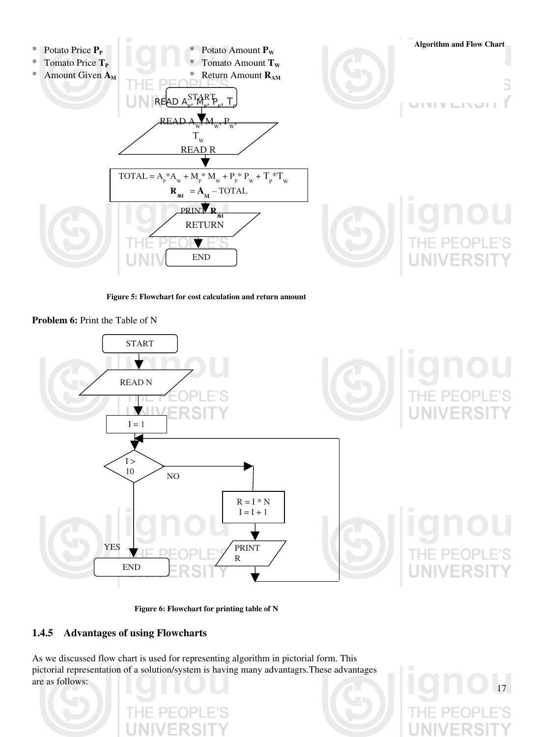* Potato Price $P_P$
* Tomato Price $T_P$
* Amount Given $A_M$
* Potato Amount $P_W$
* Tomato Amount $T_W$
* Return Amount $R_{AM}$

START

READ $A_P$, $M_P$, $P_P$, $T_P$

READ $A_W$, $M_W$, $P_W$, $T_W$

READ R

TOTAL = $A_P$ * $A_W$ + $M_P$ * $M_W$ + $P_P$ * $P_W$ + $T_P$ * $T_W$

$R_{AM}$ = $A_M$ – TOTAL

PRINT $R_{AM}$

RETURN

END

**Figure 5: Flowchart for cost calculation and return amount**

**Problem 6:** Print the Table of N

START

READ N

I = 1

I > 10

NO

R = I * N
I = I + 1

PRINT R

YES

END

**Figure 6: Flowchart for printing table of N**

### 1.4.5 Advantages of using Flowcharts

As we discussed flow chart is used for representing algorithm in pictorial form. This pictorial representation of a solution/system is having many advantagrs.These advantages are as follows: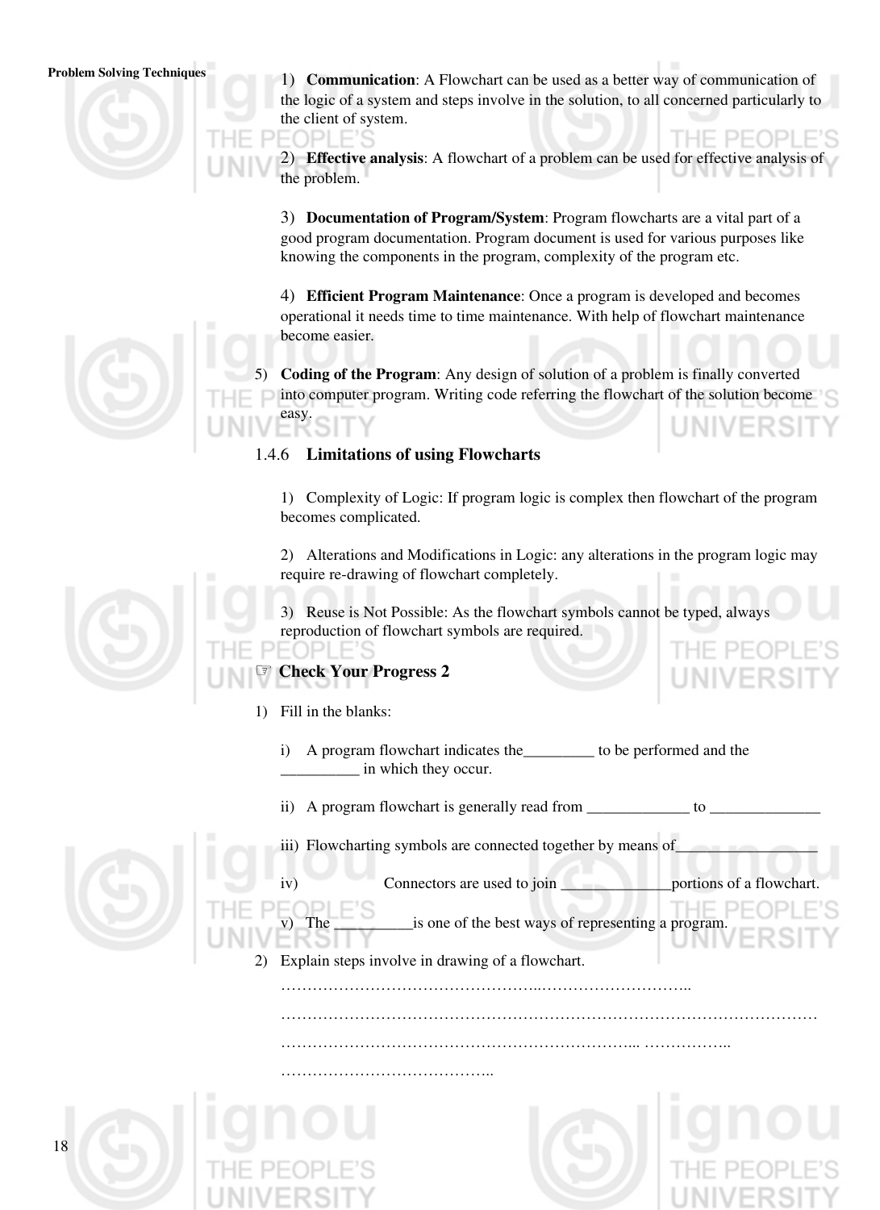1) **Communication**: A Flowchart can be used as a better way of communication of the logic of a system and steps involve in the solution, to all concerned particularly to the client of system.

2) **Effective analysis**: A flowchart of a problem can be used for effective analysis of the problem.

3) **Documentation of Program/System**: Program flowcharts are a vital part of a good program documentation. Program document is used for various purposes like knowing the components in the program, complexity of the program etc.

4) **Efficient Program Maintenance**: Once a program is developed and becomes operational it needs time to time maintenance. With help of flowchart maintenance become easier.

5) **Coding of the Program**: Any design of solution of a problem is finally converted into computer program. Writing code referring the flowchart of the solution become easy.

### 1.4.6 Limitations of using Flowcharts

1) Complexity of Logic: If program logic is complex then flowchart of the program becomes complicated.

2) Alterations and Modifications in Logic: any alterations in the program logic may require re-drawing of flowchart completely.

3) Reuse is Not Possible: As the flowchart symbols cannot be typed, always reproduction of flowchart symbols are required.

**☞ Check Your Progress 2**

1) Fill in the blanks:

   i) A program flowchart indicates the_________ to be performed and the __________ in which they occur.

   ii) A program flowchart is generally read from _____________ to ______________

   iii) Flowcharting symbols are connected together by means of_________________

   iv) Connectors are used to join ______________portions of a flowchart.

   v) The __________is one of the best ways of representing a program.

2) Explain steps involve in drawing of a flowchart.

   ……………………………………………..………………………..

   ………………………………………………………………………………………

   ………………………………………………………... ……………..

   …………………………………..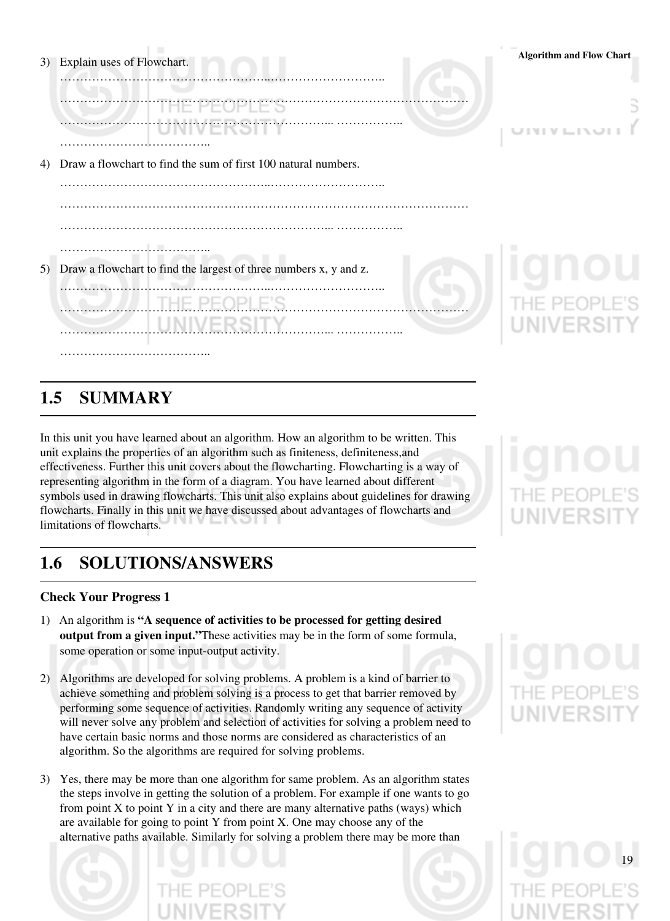3) Explain uses of Flowchart.

……………………………………………..………………………..

………………………………………………………………………………………

………………………………………………………... ……………..

………………………………..

4) Draw a flowchart to find the sum of first 100 natural numbers.

……………………………………………..………………………..

………………………………………………………………………………………

………………………………………………………... ……………..

………………………………..

5) Draw a flowchart to find the largest of three numbers x, y and z.

……………………………………………..………………………..

………………………………………………………………………………………

………………………………………………………... ……………..

………………………………..

## 1.5 SUMMARY

In this unit you have learned about an algorithm. How an algorithm to be written. This unit explains the properties of an algorithm such as finiteness, definiteness,and effectiveness. Further this unit covers about the flowcharting. Flowcharting is a way of representing algorithm in the form of a diagram. You have learned about different symbols used in drawing flowcharts. This unit also explains about guidelines for drawing flowcharts. Finally in this unit we have discussed about advantages of flowcharts and limitations of flowcharts.

## 1.6 SOLUTIONS/ANSWERS

### Check Your Progress 1

1) An algorithm is **"A sequence of activities to be processed for getting desired output from a given input."** These activities may be in the form of some formula, some operation or some input-output activity.

2) Algorithms are developed for solving problems. A problem is a kind of barrier to achieve something and problem solving is a process to get that barrier removed by performing some sequence of activities. Randomly writing any sequence of activity will never solve any problem and selection of activities for solving a problem need to have certain basic norms and those norms are considered as characteristics of an algorithm. So the algorithms are required for solving problems.

3) Yes, there may be more than one algorithm for same problem. As an algorithm states the steps involve in getting the solution of a problem. For example if one wants to go from point X to point Y in a city and there are many alternative paths (ways) which are available for going to point Y from point X. One may choose any of the alternative paths available. Similarly for solving a problem there may be more than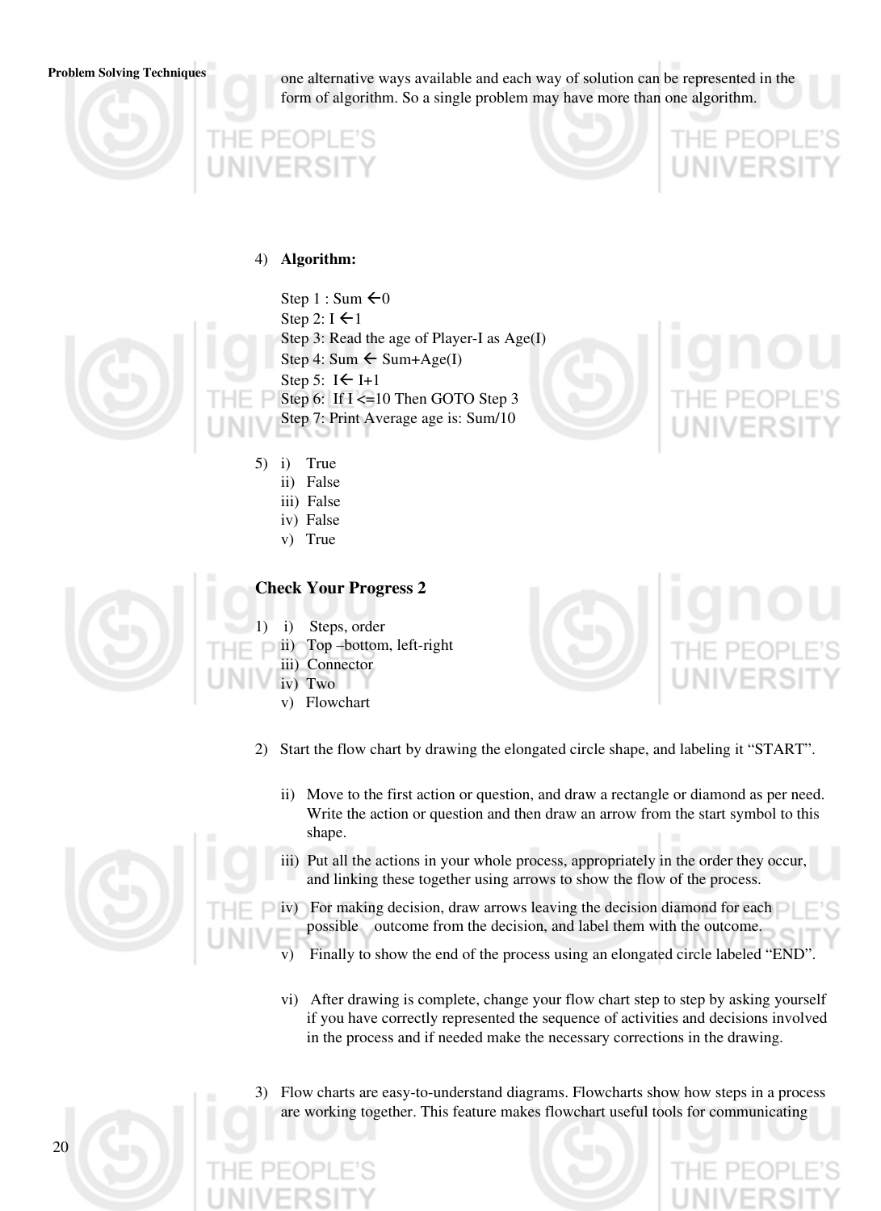one alternative ways available and each way of solution can be represented in the form of algorithm. So a single problem may have more than one algorithm.

4) **Algorithm:**

   Step 1 : Sum ←0
   Step 2: I ←1
   Step 3: Read the age of Player-I as Age(I)
   Step 4: Sum ← Sum+Age(I)
   Step 5: I← I+1
   Step 6: If I <=10 Then GOTO Step 3
   Step 7: Print Average age is: Sum/10

5) i) True
   ii) False
   iii) False
   iv) False
   v) True

## Check Your Progress 2

1) i) Steps, order
   ii) Top –bottom, left-right
   iii) Connector
   iv) Two
   v) Flowchart

2) Start the flow chart by drawing the elongated circle shape, and labeling it "START".

   ii) Move to the first action or question, and draw a rectangle or diamond as per need. Write the action or question and then draw an arrow from the start symbol to this shape.

   iii) Put all the actions in your whole process, appropriately in the order they occur, and linking these together using arrows to show the flow of the process.

   iv) For making decision, draw arrows leaving the decision diamond for each possible outcome from the decision, and label them with the outcome.

   v) Finally to show the end of the process using an elongated circle labeled "END".

   vi) After drawing is complete, change your flow chart step to step by asking yourself if you have correctly represented the sequence of activities and decisions involved in the process and if needed make the necessary corrections in the drawing.

3) Flow charts are easy-to-understand diagrams. Flowcharts show how steps in a process are working together. This feature makes flowchart useful tools for communicating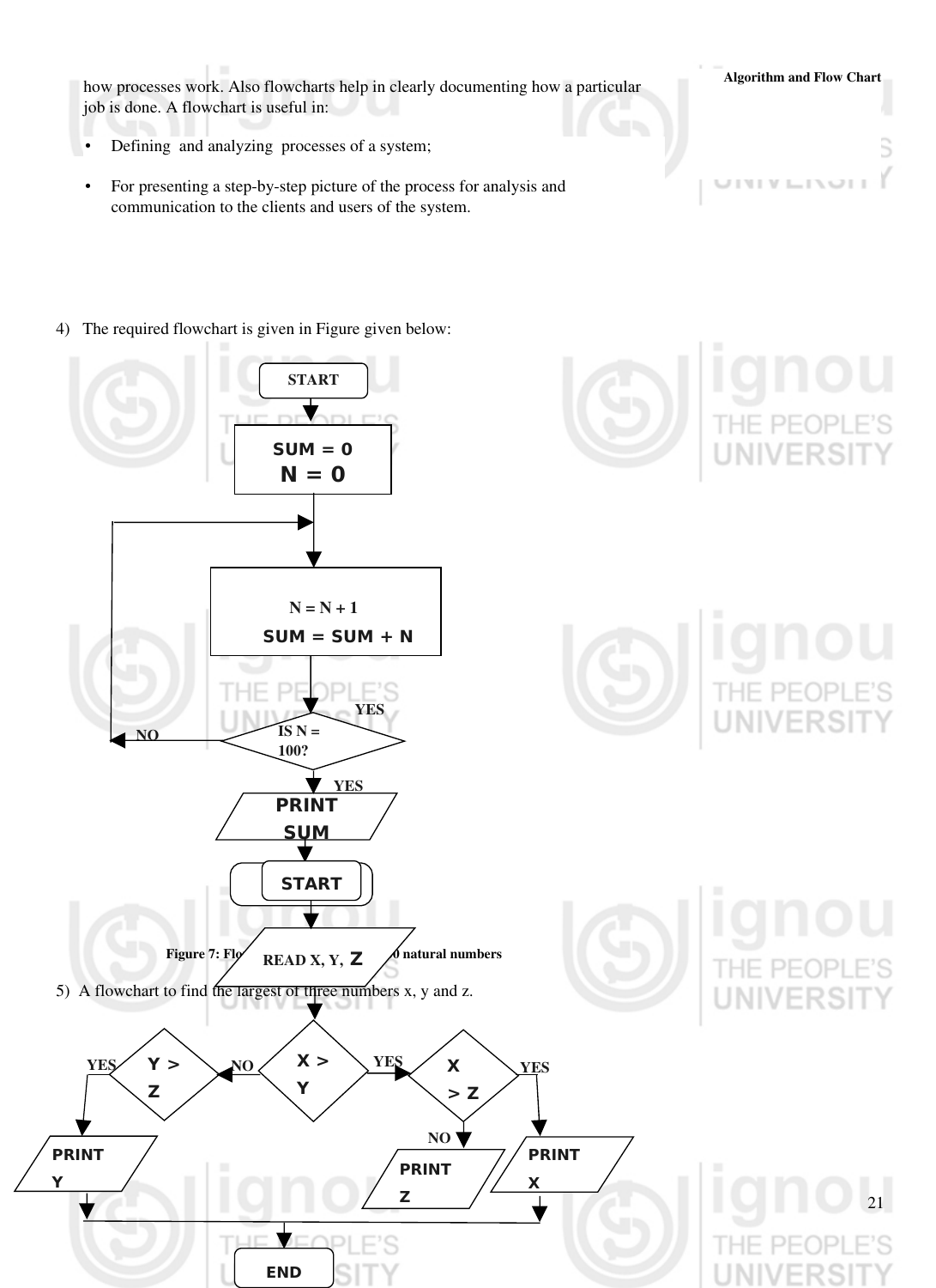how processes work. Also flowcharts help in clearly documenting how a particular job is done. A flowchart is useful in:

- Defining and analyzing processes of a system;
- For presenting a step-by-step picture of the process for analysis and communication to the clients and users of the system.

4) The required flowchart is given in Figure given below:

START

SUM = 0
N = 0

N = N + 1
SUM = SUM + N

IS N = 100?

NO

YES

PRINT SUM

START

Figure 7: Flo... 0 natural numbers

READ X, Y, Z

5) A flowchart to find the largest of three numbers x, y and z.

X > Y

YES

NO

Y > Z

YES

X > Z

YES

NO

PRINT Y

PRINT Z

PRINT X

END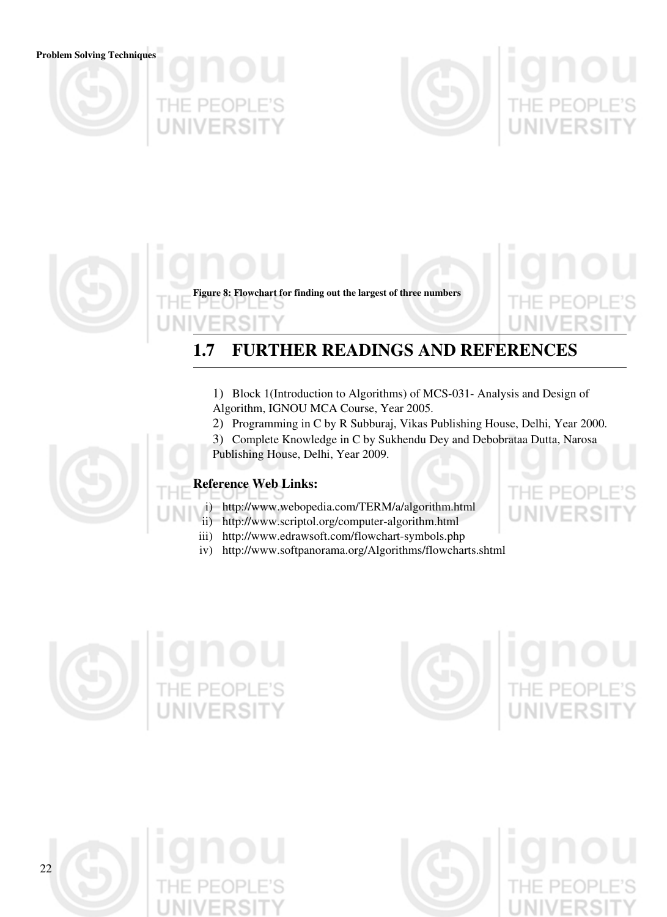**Figure 8: Flowchart for finding out the largest of three numbers**

## 1.7 FURTHER READINGS AND REFERENCES

1) Block 1(Introduction to Algorithms) of MCS-031- Analysis and Design of Algorithm, IGNOU MCA Course, Year 2005.
2) Programming in C by R Subburaj, Vikas Publishing House, Delhi, Year 2000.
3) Complete Knowledge in C by Sukhendu Dey and Debobrataa Dutta, Narosa Publishing House, Delhi, Year 2009.

**Reference Web Links:**

i) http://www.webopedia.com/TERM/a/algorithm.html
ii) http://www.scriptol.org/computer-algorithm.html
iii) http://www.edrawsoft.com/flowchart-symbols.php
iv) http://www.softpanorama.org/Algorithms/flowcharts.shtml